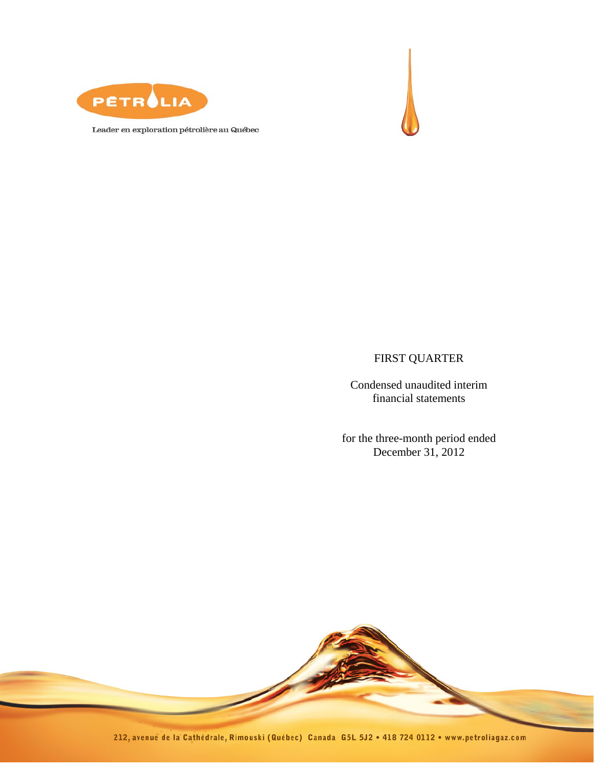PÉTROLIA

Leader en exploration pétrolière au Québec

# FIRST QUARTER

Condensed unaudited interim financial statements

for the three-month period ended December 31, 2012

212, avenue de la Cathédrale, Rimouski (Québec) Canada G5L 5J2 • 418 724 0112 • www.petroliagaz.com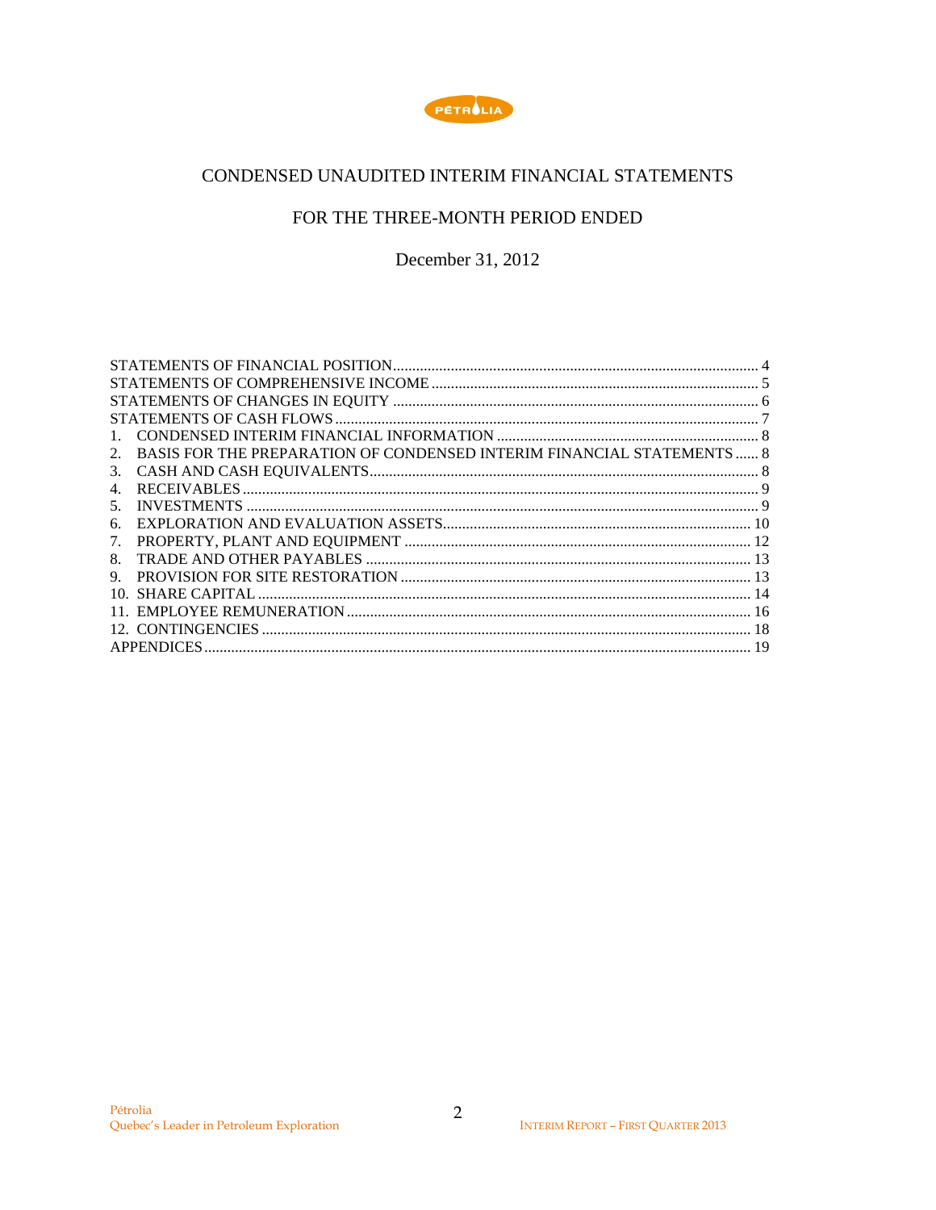# CONDENSED UNAUDITED INTERIM FINANCIAL STATEMENTS

## FOR THE THREE-MONTH PERIOD ENDED

## December 31, 2012

STATEMENTS OF FINANCIAL POSITION ........ 4
STATEMENTS OF COMPREHENSIVE INCOME ........ 5
STATEMENTS OF CHANGES IN EQUITY ........ 6
STATEMENTS OF CASH FLOWS ........ 7
1. CONDENSED INTERIM FINANCIAL INFORMATION ........ 8
2. BASIS FOR THE PREPARATION OF CONDENSED INTERIM FINANCIAL STATEMENTS ........ 8
3. CASH AND CASH EQUIVALENTS ........ 8
4. RECEIVABLES ........ 9
5. INVESTMENTS ........ 9
6. EXPLORATION AND EVALUATION ASSETS ........ 10
7. PROPERTY, PLANT AND EQUIPMENT ........ 12
8. TRADE AND OTHER PAYABLES ........ 13
9. PROVISION FOR SITE RESTORATION ........ 13
10. SHARE CAPITAL ........ 14
11. EMPLOYEE REMUNERATION ........ 16
12. CONTINGENCIES ........ 18
APPENDICES ........ 19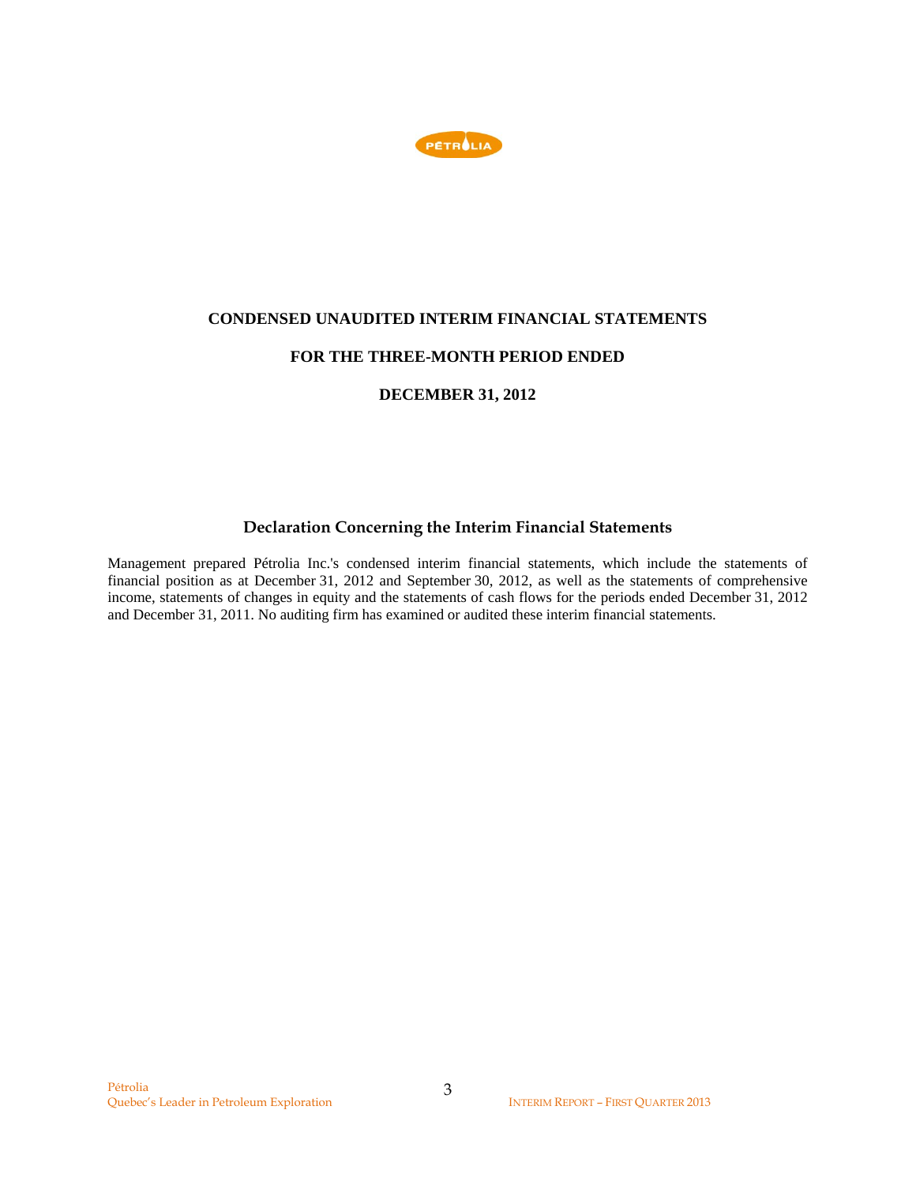**CONDENSED UNAUDITED INTERIM FINANCIAL STATEMENTS**

**FOR THE THREE-MONTH PERIOD ENDED**

**DECEMBER 31, 2012**

## Declaration Concerning the Interim Financial Statements

Management prepared Pétrolia Inc.'s condensed interim financial statements, which include the statements of financial position as at December 31, 2012 and September 30, 2012, as well as the statements of comprehensive income, statements of changes in equity and the statements of cash flows for the periods ended December 31, 2012 and December 31, 2011. No auditing firm has examined or audited these interim financial statements.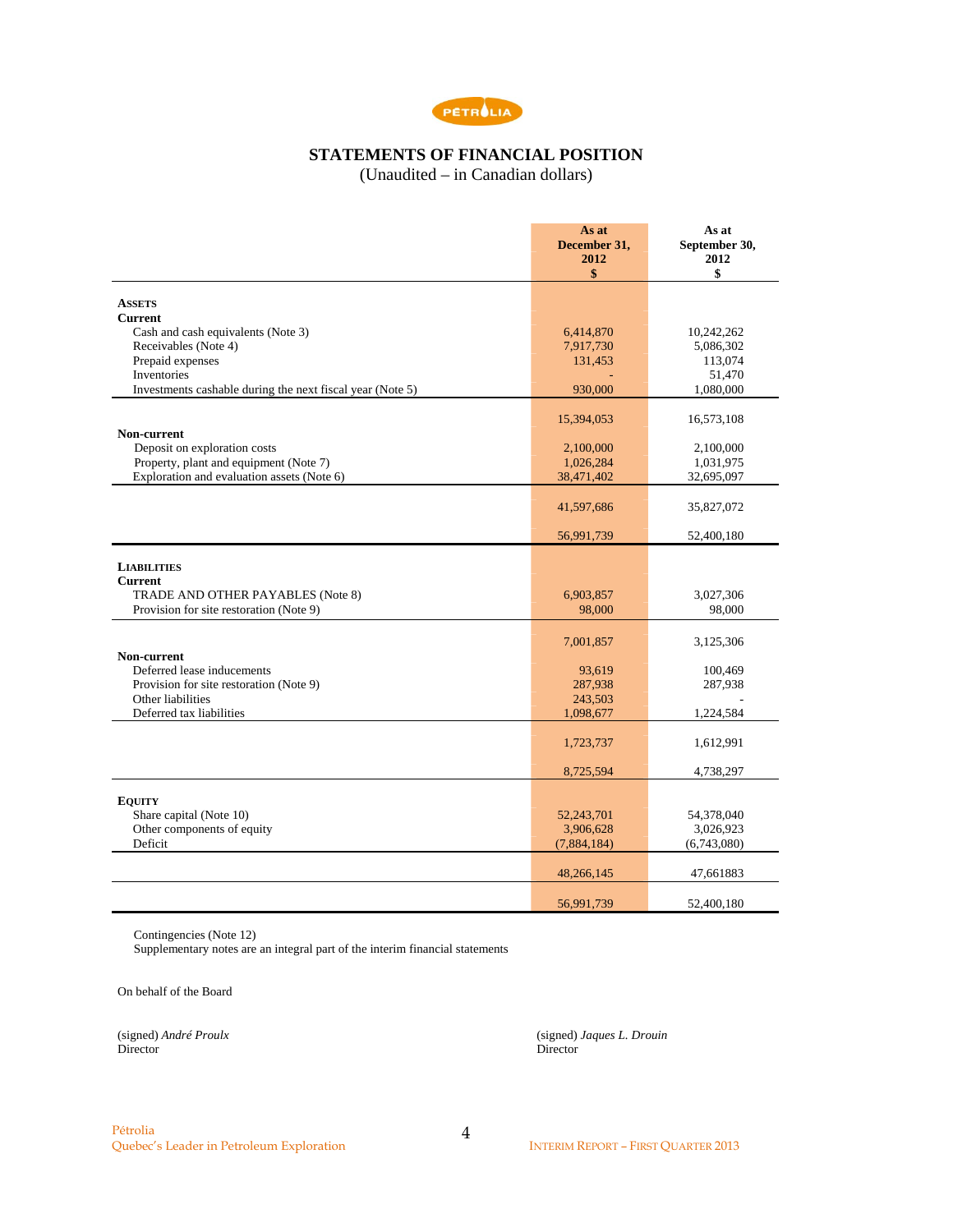# STATEMENTS OF FINANCIAL POSITION

(Unaudited – in Canadian dollars)

| | As at December 31, 2012 $ | As at September 30, 2012 $ |
|---|---|---|
| **ASSETS** | | |
| **Current** | | |
| Cash and cash equivalents (Note 3) | 6,414,870 | 10,242,262 |
| Receivables (Note 4) | 7,917,730 | 5,086,302 |
| Prepaid expenses | 131,453 | 113,074 |
| Inventories | - | 51,470 |
| Investments cashable during the next fiscal year (Note 5) | 930,000 | 1,080,000 |
| | 15,394,053 | 16,573,108 |
| **Non-current** | | |
| Deposit on exploration costs | 2,100,000 | 2,100,000 |
| Property, plant and equipment (Note 7) | 1,026,284 | 1,031,975 |
| Exploration and evaluation assets (Note 6) | 38,471,402 | 32,695,097 |
| | 41,597,686 | 35,827,072 |
| | 56,991,739 | 52,400,180 |
| **LIABILITIES** | | |
| **Current** | | |
| TRADE AND OTHER PAYABLES (Note 8) | 6,903,857 | 3,027,306 |
| Provision for site restoration (Note 9) | 98,000 | 98,000 |
| | 7,001,857 | 3,125,306 |
| **Non-current** | | |
| Deferred lease inducements | 93,619 | 100,469 |
| Provision for site restoration (Note 9) | 287,938 | 287,938 |
| Other liabilities | 243,503 | - |
| Deferred tax liabilities | 1,098,677 | 1,224,584 |
| | 1,723,737 | 1,612,991 |
| | 8,725,594 | 4,738,297 |
| **EQUITY** | | |
| Share capital (Note 10) | 52,243,701 | 54,378,040 |
| Other components of equity | 3,906,628 | 3,026,923 |
| Deficit | (7,884,184) | (6,743,080) |
| | 48,266,145 | 47,661883 |
| | 56,991,739 | 52,400,180 |

Contingencies (Note 12)
Supplementary notes are an integral part of the interim financial statements

On behalf of the Board

(signed) *André Proulx*
Director

(signed) *Jaques L. Drouin*
Director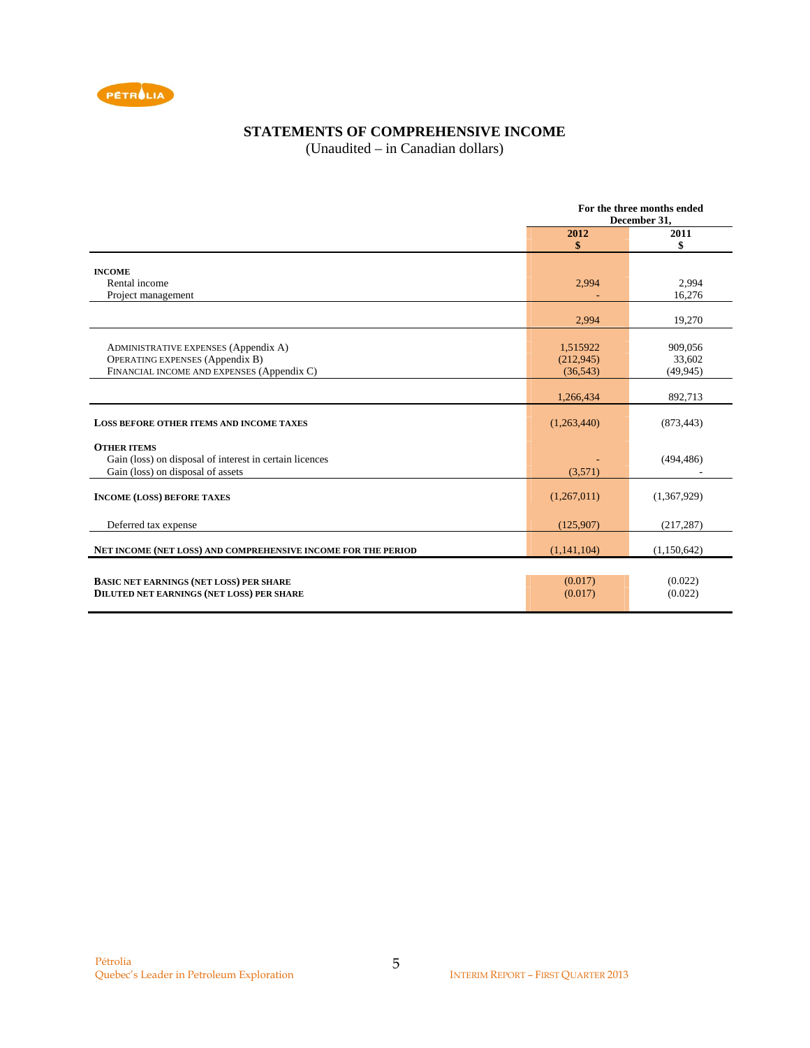## STATEMENTS OF COMPREHENSIVE INCOME

(Unaudited – in Canadian dollars)

| | For the three months ended December 31, | |
|---|---|---|
| | 2012<br>$ | 2011<br>$ |
| **INCOME** | | |
| Rental income | 2,994 | 2,994 |
| Project management | - | 16,276 |
| | 2,994 | 19,270 |
| ADMINISTRATIVE EXPENSES (Appendix A) | 1,515922 | 909,056 |
| OPERATING EXPENSES (Appendix B) | (212,945) | 33,602 |
| FINANCIAL INCOME AND EXPENSES (Appendix C) | (36,543) | (49,945) |
| | 1,266,434 | 892,713 |
| **LOSS BEFORE OTHER ITEMS AND INCOME TAXES** | (1,263,440) | (873,443) |
| **OTHER ITEMS** | | |
| Gain (loss) on disposal of interest in certain licences | - | (494,486) |
| Gain (loss) on disposal of assets | (3,571) | - |
| **INCOME (LOSS) BEFORE TAXES** | (1,267,011) | (1,367,929) |
| Deferred tax expense | (125,907) | (217,287) |
| **NET INCOME (NET LOSS) AND COMPREHENSIVE INCOME FOR THE PERIOD** | (1,141,104) | (1,150,642) |
| **BASIC NET EARNINGS (NET LOSS) PER SHARE** | (0.017) | (0.022) |
| **DILUTED NET EARNINGS (NET LOSS) PER SHARE** | (0.017) | (0.022) |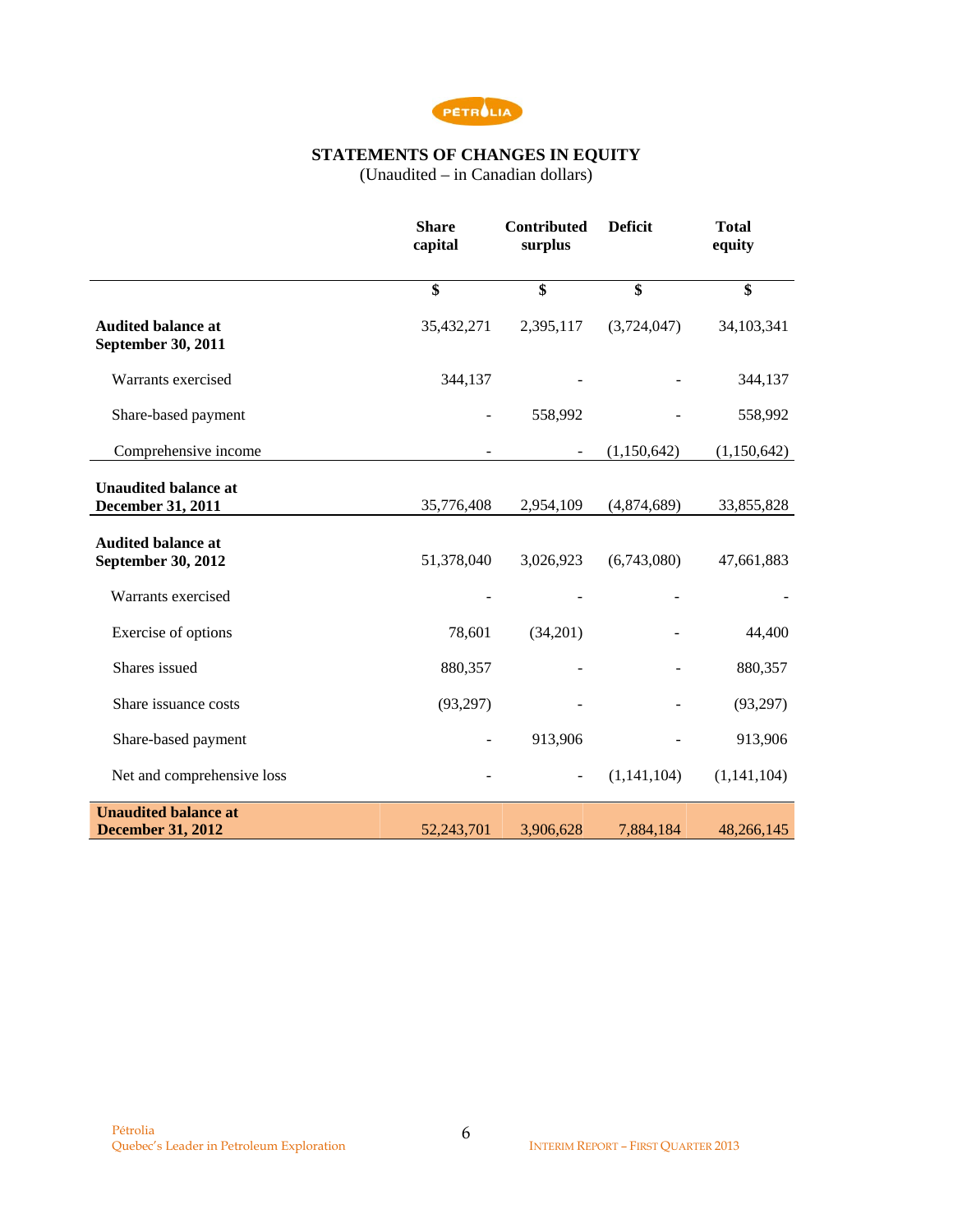## STATEMENTS OF CHANGES IN EQUITY

(Unaudited – in Canadian dollars)

| | Share capital | Contributed surplus | Deficit | Total equity |
|---|---|---|---|---|
| | $ | $ | $ | $ |
| **Audited balance at September 30, 2011** | 35,432,271 | 2,395,117 | (3,724,047) | 34,103,341 |
| Warrants exercised | 344,137 | - | - | 344,137 |
| Share-based payment | - | 558,992 | - | 558,992 |
| Comprehensive income | - | - | (1,150,642) | (1,150,642) |
| **Unaudited balance at December 31, 2011** | 35,776,408 | 2,954,109 | (4,874,689) | 33,855,828 |
| **Audited balance at September 30, 2012** | 51,378,040 | 3,026,923 | (6,743,080) | 47,661,883 |
| Warrants exercised | - | - | - | - |
| Exercise of options | 78,601 | (34,201) | - | 44,400 |
| Shares issued | 880,357 | - | - | 880,357 |
| Share issuance costs | (93,297) | - | - | (93,297) |
| Share-based payment | - | 913,906 | - | 913,906 |
| Net and comprehensive loss | - | - | (1,141,104) | (1,141,104) |
| **Unaudited balance at December 31, 2012** | 52,243,701 | 3,906,628 | 7,884,184 | 48,266,145 |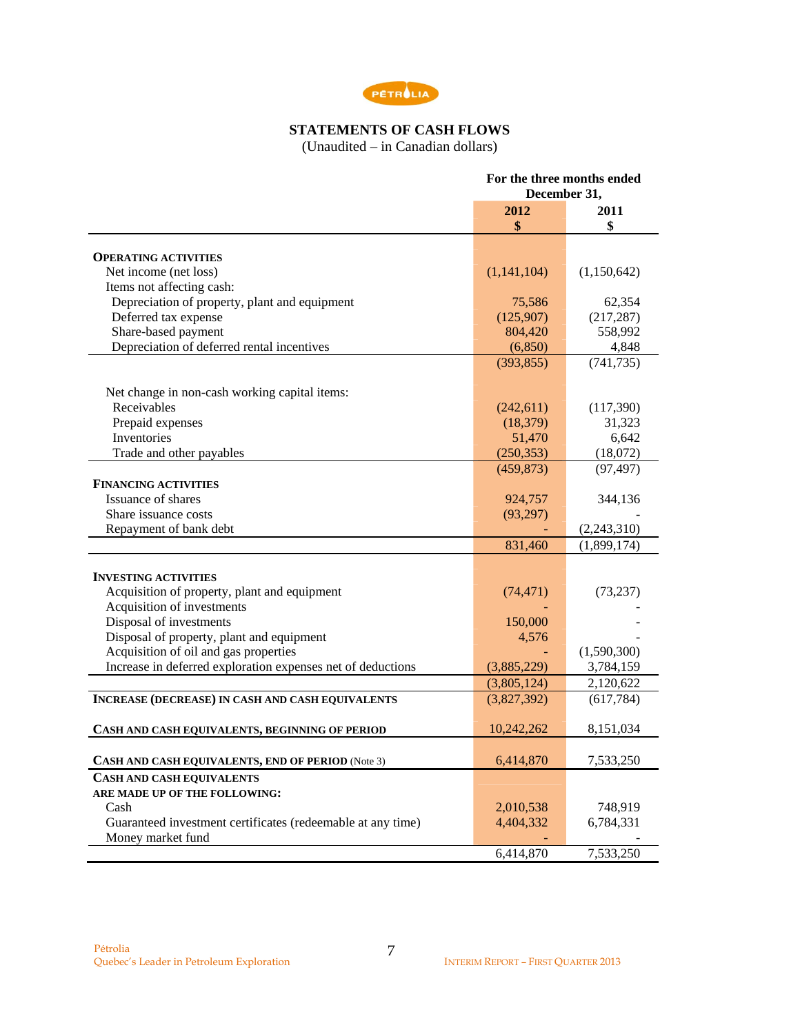## STATEMENTS OF CASH FLOWS

(Unaudited – in Canadian dollars)

| | For the three months ended December 31, | |
|---|---|---|
| | 2012 $ | 2011 $ |
| **OPERATING ACTIVITIES** | | |
| Net income (net loss) | (1,141,104) | (1,150,642) |
| Items not affecting cash: | | |
| Depreciation of property, plant and equipment | 75,586 | 62,354 |
| Deferred tax expense | (125,907) | (217,287) |
| Share-based payment | 804,420 | 558,992 |
| Depreciation of deferred rental incentives | (6,850) | 4,848 |
| | (393,855) | (741,735) |
| Net change in non-cash working capital items: | | |
| Receivables | (242,611) | (117,390) |
| Prepaid expenses | (18,379) | 31,323 |
| Inventories | 51,470 | 6,642 |
| Trade and other payables | (250,353) | (18,072) |
| | (459,873) | (97,497) |
| **FINANCING ACTIVITIES** | | |
| Issuance of shares | 924,757 | 344,136 |
| Share issuance costs | (93,297) | - |
| Repayment of bank debt | - | (2,243,310) |
| | 831,460 | (1,899,174) |
| **INVESTING ACTIVITIES** | | |
| Acquisition of property, plant and equipment | (74,471) | (73,237) |
| Acquisition of investments | - | - |
| Disposal of investments | 150,000 | - |
| Disposal of property, plant and equipment | 4,576 | - |
| Acquisition of oil and gas properties | - | (1,590,300) |
| Increase in deferred exploration expenses net of deductions | (3,885,229) | 3,784,159 |
| | (3,805,124) | 2,120,622 |
| **INCREASE (DECREASE) IN CASH AND CASH EQUIVALENTS** | (3,827,392) | (617,784) |
| **CASH AND CASH EQUIVALENTS, BEGINNING OF PERIOD** | 10,242,262 | 8,151,034 |
| **CASH AND CASH EQUIVALENTS, END OF PERIOD** (Note 3) | 6,414,870 | 7,533,250 |
| **CASH AND CASH EQUIVALENTS ARE MADE UP OF THE FOLLOWING:** | | |
| Cash | 2,010,538 | 748,919 |
| Guaranteed investment certificates (redeemable at any time) | 4,404,332 | 6,784,331 |
| Money market fund | - | - |
| | 6,414,870 | 7,533,250 |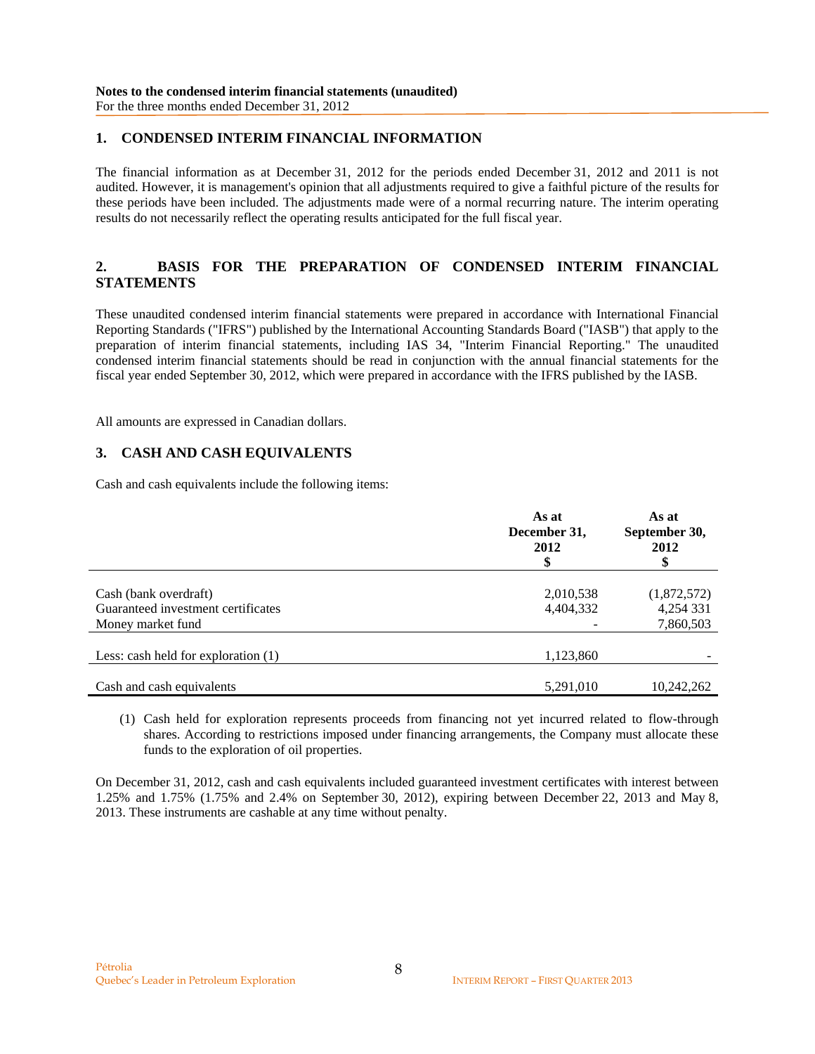**Notes to the condensed interim financial statements (unaudited)**
For the three months ended December 31, 2012

## 1. CONDENSED INTERIM FINANCIAL INFORMATION

The financial information as at December 31, 2012 for the periods ended December 31, 2012 and 2011 is not audited. However, it is management's opinion that all adjustments required to give a faithful picture of the results for these periods have been included. The adjustments made were of a normal recurring nature. The interim operating results do not necessarily reflect the operating results anticipated for the full fiscal year.

## 2. BASIS FOR THE PREPARATION OF CONDENSED INTERIM FINANCIAL STATEMENTS

These unaudited condensed interim financial statements were prepared in accordance with International Financial Reporting Standards ("IFRS") published by the International Accounting Standards Board ("IASB") that apply to the preparation of interim financial statements, including IAS 34, "Interim Financial Reporting." The unaudited condensed interim financial statements should be read in conjunction with the annual financial statements for the fiscal year ended September 30, 2012, which were prepared in accordance with the IFRS published by the IASB.

All amounts are expressed in Canadian dollars.

## 3. CASH AND CASH EQUIVALENTS

Cash and cash equivalents include the following items:

| | As at December 31, 2012 $ | As at September 30, 2012 $ |
|---|---|---|
| Cash (bank overdraft) | 2,010,538 | (1,872,572) |
| Guaranteed investment certificates | 4,404,332 | 4,254 331 |
| Money market fund | - | 7,860,503 |
| Less: cash held for exploration (1) | 1,123,860 | - |
| Cash and cash equivalents | 5,291,010 | 10,242,262 |

(1) Cash held for exploration represents proceeds from financing not yet incurred related to flow-through shares. According to restrictions imposed under financing arrangements, the Company must allocate these funds to the exploration of oil properties.

On December 31, 2012, cash and cash equivalents included guaranteed investment certificates with interest between 1.25% and 1.75% (1.75% and 2.4% on September 30, 2012), expiring between December 22, 2013 and May 8, 2013. These instruments are cashable at any time without penalty.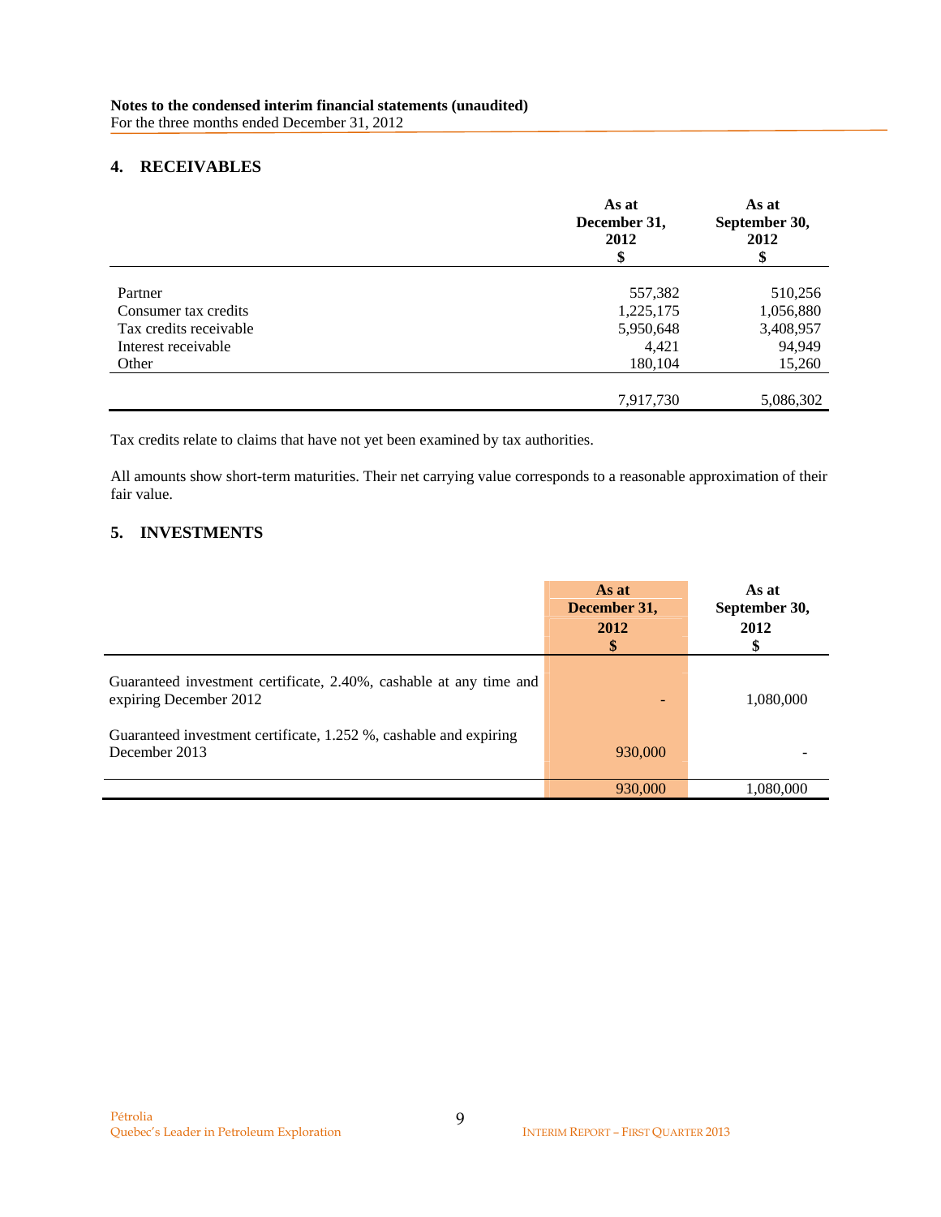## 4. RECEIVABLES

| | As at December 31, 2012 $ | As at September 30, 2012 $ |
|---|---|---|
| Partner | 557,382 | 510,256 |
| Consumer tax credits | 1,225,175 | 1,056,880 |
| Tax credits receivable | 5,950,648 | 3,408,957 |
| Interest receivable | 4,421 | 94,949 |
| Other | 180,104 | 15,260 |
| | 7,917,730 | 5,086,302 |

Tax credits relate to claims that have not yet been examined by tax authorities.

All amounts show short-term maturities. Their net carrying value corresponds to a reasonable approximation of their fair value.

## 5. INVESTMENTS

| | As at December 31, 2012 $ | As at September 30, 2012 $ |
|---|---|---|
| Guaranteed investment certificate, 2.40%, cashable at any time and expiring December 2012 | - | 1,080,000 |
| Guaranteed investment certificate, 1.252 %, cashable and expiring December 2013 | 930,000 | - |
| | 930,000 | 1,080,000 |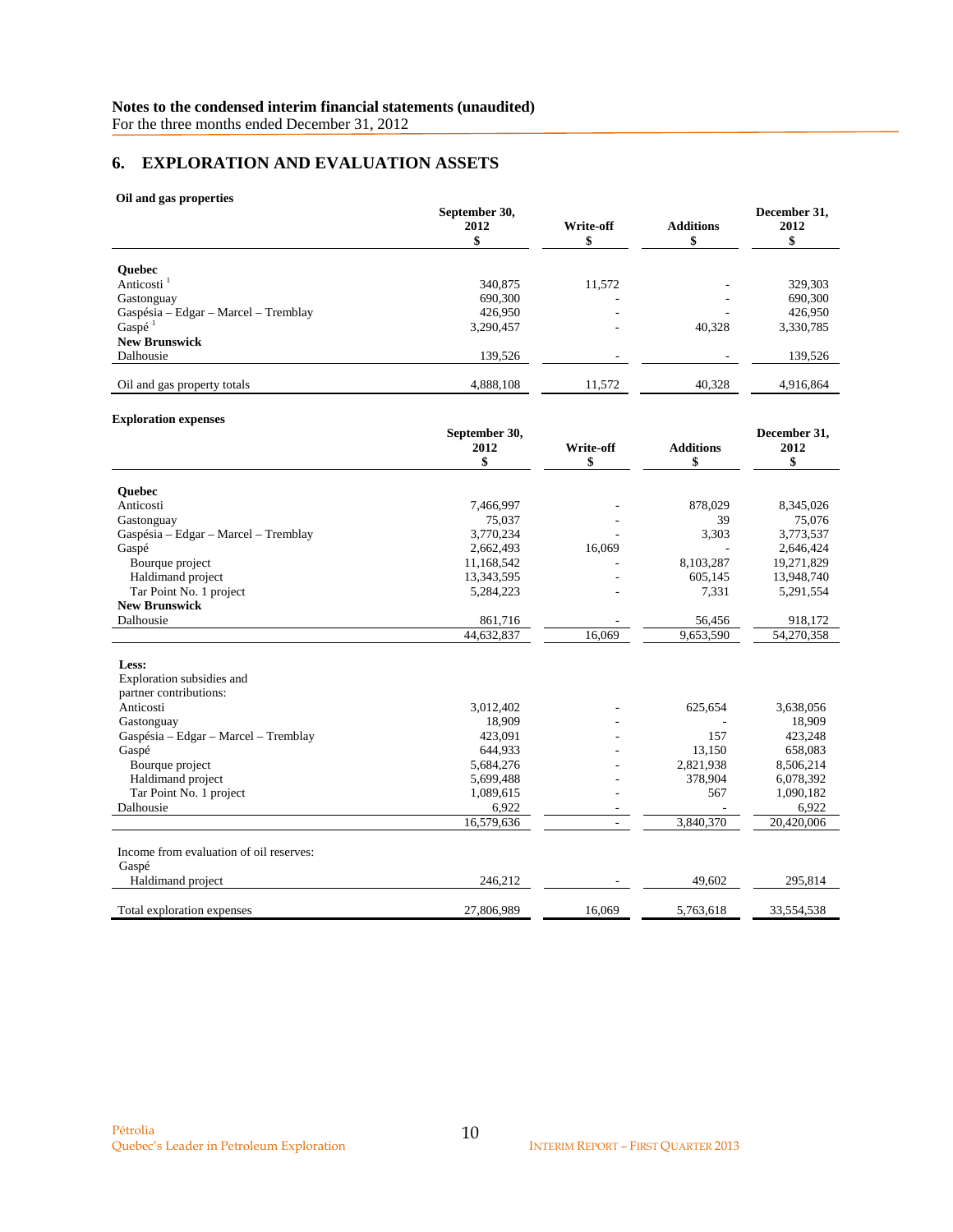## 6. EXPLORATION AND EVALUATION ASSETS

**Oil and gas properties**

| | September 30, 2012 $ | Write-off $ | Additions $ | December 31, 2012 $ |
|---|---|---|---|---|
| **Quebec** | | | | |
| Anticosti [1] | 340,875 | 11,572 | - | 329,303 |
| Gastonguay | 690,300 | - | - | 690,300 |
| Gaspésia – Edgar – Marcel – Tremblay | 426,950 | - | - | 426,950 |
| Gaspé [1] | 3,290,457 | - | 40,328 | 3,330,785 |
| **New Brunswick** | | | | |
| Dalhousie | 139,526 | - | - | 139,526 |
| Oil and gas property totals | 4,888,108 | 11,572 | 40,328 | 4,916,864 |

**Exploration expenses**

| | September 30, 2012 $ | Write-off $ | Additions $ | December 31, 2012 $ |
|---|---|---|---|---|
| **Quebec** | | | | |
| Anticosti | 7,466,997 | - | 878,029 | 8,345,026 |
| Gastonguay | 75,037 | - | 39 | 75,076 |
| Gaspésia – Edgar – Marcel – Tremblay | 3,770,234 | - | 3,303 | 3,773,537 |
| Gaspé | 2,662,493 | 16,069 | - | 2,646,424 |
| Bourque project | 11,168,542 | - | 8,103,287 | 19,271,829 |
| Haldimand project | 13,343,595 | - | 605,145 | 13,948,740 |
| Tar Point No. 1 project | 5,284,223 | - | 7,331 | 5,291,554 |
| **New Brunswick** | | | | |
| Dalhousie | 861,716 | - | 56,456 | 918,172 |
| | 44,632,837 | 16,069 | 9,653,590 | 54,270,358 |
| **Less:** | | | | |
| Exploration subsidies and partner contributions: | | | | |
| Anticosti | 3,012,402 | - | 625,654 | 3,638,056 |
| Gastonguay | 18,909 | - | - | 18,909 |
| Gaspésia – Edgar – Marcel – Tremblay | 423,091 | - | 157 | 423,248 |
| Gaspé | 644,933 | - | 13,150 | 658,083 |
| Bourque project | 5,684,276 | - | 2,821,938 | 8,506,214 |
| Haldimand project | 5,699,488 | - | 378,904 | 6,078,392 |
| Tar Point No. 1 project | 1,089,615 | - | 567 | 1,090,182 |
| Dalhousie | 6,922 | - | - | 6,922 |
| | 16,579,636 | - | 3,840,370 | 20,420,006 |
| Income from evaluation of oil reserves: | | | | |
| Gaspé | | | | |
| Haldimand project | 246,212 | - | 49,602 | 295,814 |
| Total exploration expenses | 27,806,989 | 16,069 | 5,763,618 | 33,554,538 |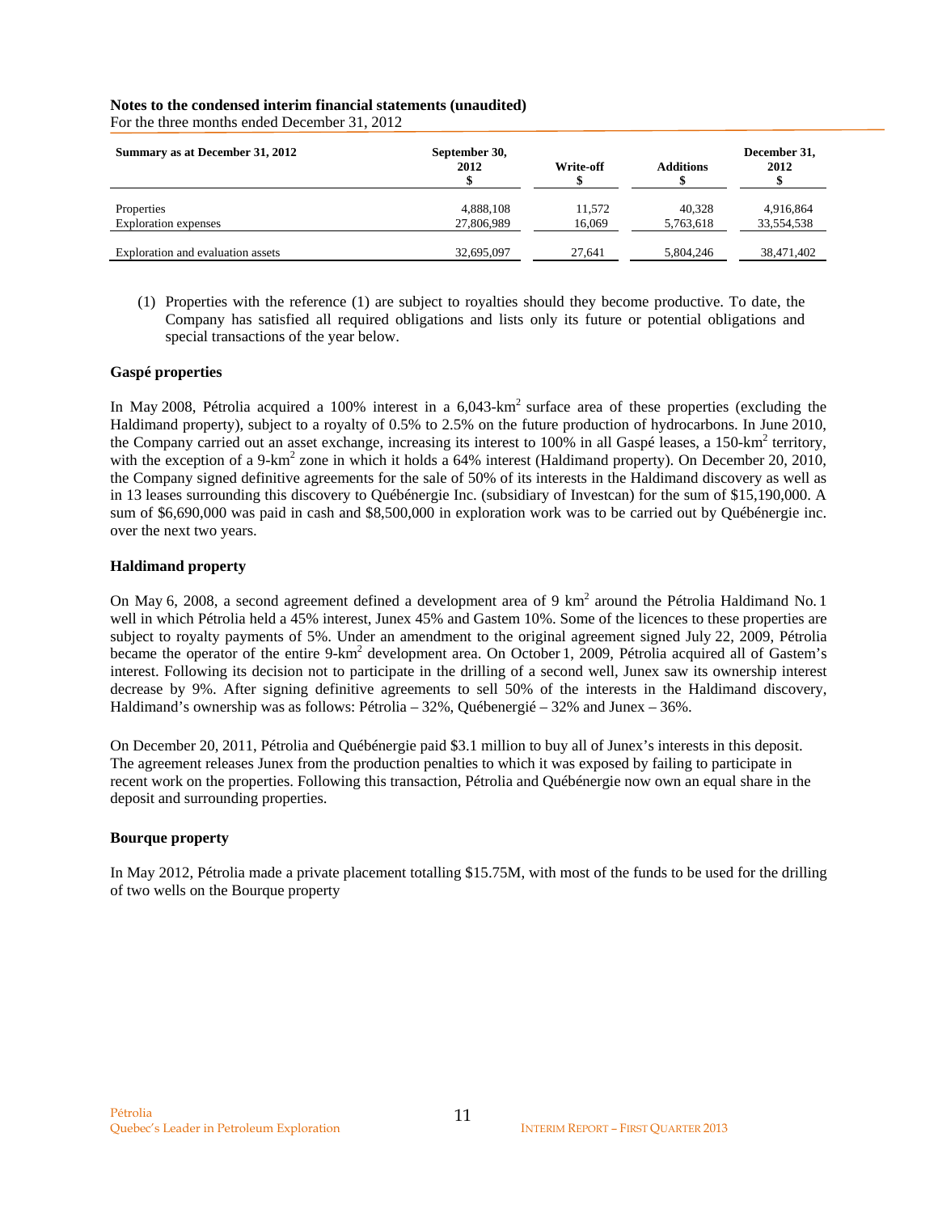**Notes to the condensed interim financial statements (unaudited)**
For the three months ended December 31, 2012

| Summary as at December 31, 2012 | September 30, 2012 $ | Write-off $ | Additions $ | December 31, 2012 $ |
|---|---|---|---|---|
| Properties | 4,888,108 | 11,572 | 40,328 | 4,916,864 |
| Exploration expenses | 27,806,989 | 16,069 | 5,763,618 | 33,554,538 |
| Exploration and evaluation assets | 32,695,097 | 27,641 | 5,804,246 | 38,471,402 |

(1) Properties with the reference (1) are subject to royalties should they become productive. To date, the Company has satisfied all required obligations and lists only its future or potential obligations and special transactions of the year below.

**Gaspé properties**

In May 2008, Pétrolia acquired a 100% interest in a 6,043-km$^2$ surface area of these properties (excluding the Haldimand property), subject to a royalty of 0.5% to 2.5% on the future production of hydrocarbons. In June 2010, the Company carried out an asset exchange, increasing its interest to 100% in all Gaspé leases, a 150-km$^2$ territory, with the exception of a 9-km$^2$ zone in which it holds a 64% interest (Haldimand property). On December 20, 2010, the Company signed definitive agreements for the sale of 50% of its interests in the Haldimand discovery as well as in 13 leases surrounding this discovery to Québénergie Inc. (subsidiary of Investcan) for the sum of $15,190,000. A sum of $6,690,000 was paid in cash and $8,500,000 in exploration work was to be carried out by Québénergie inc. over the next two years.

**Haldimand property**

On May 6, 2008, a second agreement defined a development area of 9 km$^2$ around the Pétrolia Haldimand No. 1 well in which Pétrolia held a 45% interest, Junex 45% and Gastem 10%. Some of the licences to these properties are subject to royalty payments of 5%. Under an amendment to the original agreement signed July 22, 2009, Pétrolia became the operator of the entire 9-km$^2$ development area. On October 1, 2009, Pétrolia acquired all of Gastem's interest. Following its decision not to participate in the drilling of a second well, Junex saw its ownership interest decrease by 9%. After signing definitive agreements to sell 50% of the interests in the Haldimand discovery, Haldimand's ownership was as follows: Pétrolia – 32%, Québenergié – 32% and Junex – 36%.

On December 20, 2011, Pétrolia and Québénergie paid $3.1 million to buy all of Junex's interests in this deposit. The agreement releases Junex from the production penalties to which it was exposed by failing to participate in recent work on the properties. Following this transaction, Pétrolia and Québénergie now own an equal share in the deposit and surrounding properties.

**Bourque property**

In May 2012, Pétrolia made a private placement totalling $15.75M, with most of the funds to be used for the drilling of two wells on the Bourque property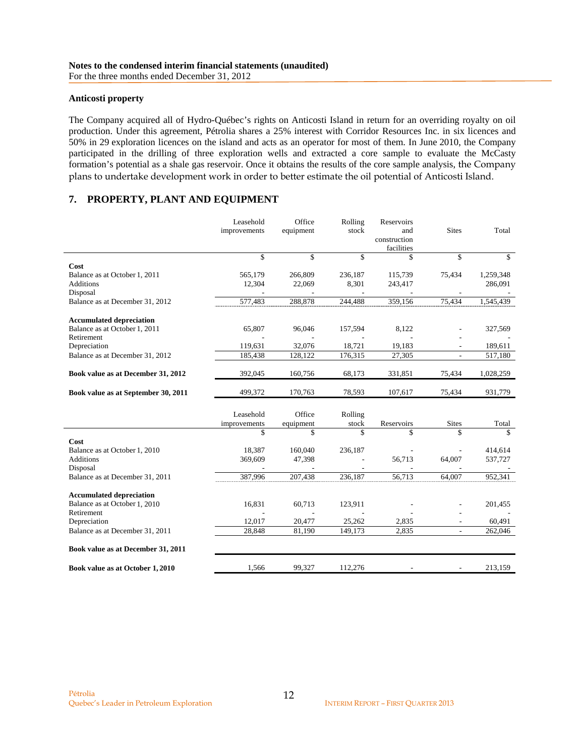**Notes to the condensed interim financial statements (unaudited)**
For the three months ended December 31, 2012

**Anticosti property**

The Company acquired all of Hydro-Québec's rights on Anticosti Island in return for an overriding royalty on oil production. Under this agreement, Pétrolia shares a 25% interest with Corridor Resources Inc. in six licences and 50% in 29 exploration licences on the island and acts as an operator for most of them. In June 2010, the Company participated in the drilling of three exploration wells and extracted a core sample to evaluate the McCasty formation's potential as a shale gas reservoir. Once it obtains the results of the core sample analysis, the Company plans to undertake development work in order to better estimate the oil potential of Anticosti Island.

## 7. PROPERTY, PLANT AND EQUIPMENT

| | Leasehold improvements | Office equipment | Rolling stock | Reservoirs and construction facilities | Sites | Total |
|---|---|---|---|---|---|---|
| | $ | $ | $ | $ | $ | $ |
| **Cost** | | | | | | |
| Balance as at October 1, 2011 | 565,179 | 266,809 | 236,187 | 115,739 | 75,434 | 1,259,348 |
| Additions | 12,304 | 22,069 | 8,301 | 243,417 | | 286,091 |
| Disposal | - | - | - | - | - | - |
| Balance as at December 31, 2012 | 577,483 | 288,878 | 244,488 | 359,156 | 75,434 | 1,545,439 |
| **Accumulated depreciation** | | | | | | |
| Balance as at October 1, 2011 | 65,807 | 96,046 | 157,594 | 8,122 | - | 327,569 |
| Retirement | - | - | - | - | - | - |
| Depreciation | 119,631 | 32,076 | 18,721 | 19,183 | - | 189,611 |
| Balance as at December 31, 2012 | 185,438 | 128,122 | 176,315 | 27,305 | - | 517,180 |
| **Book value as at December 31, 2012** | 392,045 | 160,756 | 68,173 | 331,851 | 75,434 | 1,028,259 |
| **Book value as at September 30, 2011** | 499,372 | 170,763 | 78,593 | 107,617 | 75,434 | 931,779 |

| | Leasehold improvements | Office equipment | Rolling stock | Reservoirs | Sites | Total |
|---|---|---|---|---|---|---|
| | $ | $ | $ | $ | $ | $ |
| **Cost** | | | | | | |
| Balance as at October 1, 2010 | 18,387 | 160,040 | 236,187 | - | - | 414,614 |
| Additions | 369,609 | 47,398 | - | 56,713 | 64,007 | 537,727 |
| Disposal | - | - | - | - | - | - |
| Balance as at December 31, 2011 | 387,996 | 207,438 | 236,187 | 56,713 | 64,007 | 952,341 |
| **Accumulated depreciation** | | | | | | |
| Balance as at October 1, 2010 | 16,831 | 60,713 | 123,911 | - | - | 201,455 |
| Retirement | - | - | - | - | - | - |
| Depreciation | 12,017 | 20,477 | 25,262 | 2,835 | - | 60,491 |
| Balance as at December 31, 2011 | 28,848 | 81,190 | 149,173 | 2,835 | - | 262,046 |
| **Book value as at December 31, 2011** | | | | | | |
| **Book value as at October 1, 2010** | 1,566 | 99,327 | 112,276 | - | - | 213,159 |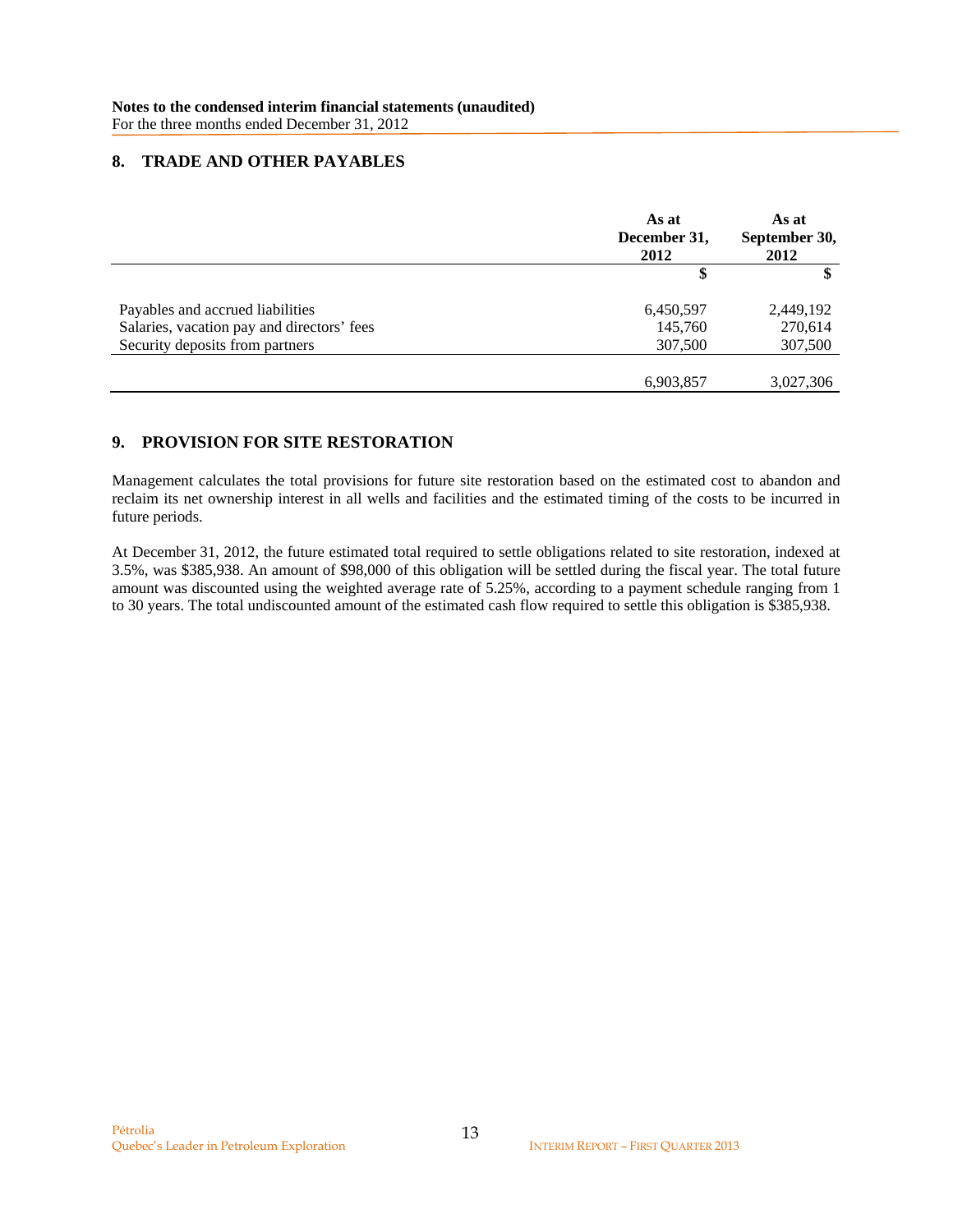**Notes to the condensed interim financial statements (unaudited)**
For the three months ended December 31, 2012

## 8. TRADE AND OTHER PAYABLES

| | As at December 31, 2012 | As at September 30, 2012 |
|---|---|---|
| | $ | $ |
| Payables and accrued liabilities | 6,450,597 | 2,449,192 |
| Salaries, vacation pay and directors' fees | 145,760 | 270,614 |
| Security deposits from partners | 307,500 | 307,500 |
| | 6,903,857 | 3,027,306 |

## 9. PROVISION FOR SITE RESTORATION

Management calculates the total provisions for future site restoration based on the estimated cost to abandon and reclaim its net ownership interest in all wells and facilities and the estimated timing of the costs to be incurred in future periods.

At December 31, 2012, the future estimated total required to settle obligations related to site restoration, indexed at 3.5%, was $385,938. An amount of $98,000 of this obligation will be settled during the fiscal year. The total future amount was discounted using the weighted average rate of 5.25%, according to a payment schedule ranging from 1 to 30 years. The total undiscounted amount of the estimated cash flow required to settle this obligation is $385,938.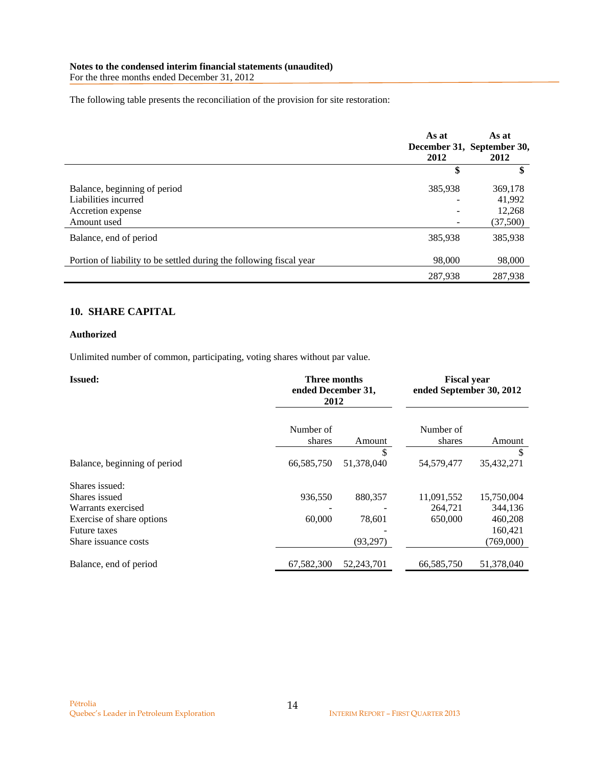The following table presents the reconciliation of the provision for site restoration:

| | As at December 31, 2012 | As at September 30, 2012 |
|---|---|---|
| | $ | $ |
| Balance, beginning of period | 385,938 | 369,178 |
| Liabilities incurred | - | 41,992 |
| Accretion expense | - | 12,268 |
| Amount used | - | (37,500) |
| Balance, end of period | 385,938 | 385,938 |
| Portion of liability to be settled during the following fiscal year | 98,000 | 98,000 |
| | 287,938 | 287,938 |

## 10. SHARE CAPITAL

**Authorized**

Unlimited number of common, participating, voting shares without par value.

| **Issued:** | Three months ended December 31, 2012 | | Fiscal year ended September 30, 2012 | |
|---|---|---|---|---|
| | Number of shares | Amount | Number of shares | Amount |
| | | $ | | $ |
| Balance, beginning of period | 66,585,750 | 51,378,040 | 54,579,477 | 35,432,271 |
| Shares issued: | | | | |
| Shares issued | 936,550 | 880,357 | 11,091,552 | 15,750,004 |
| Warrants exercised | - | - | 264,721 | 344,136 |
| Exercise of share options | 60,000 | 78,601 | 650,000 | 460,208 |
| Future taxes | | - | | 160,421 |
| Share issuance costs | | (93,297) | | (769,000) |
| Balance, end of period | 67,582,300 | 52,243,701 | 66,585,750 | 51,378,040 |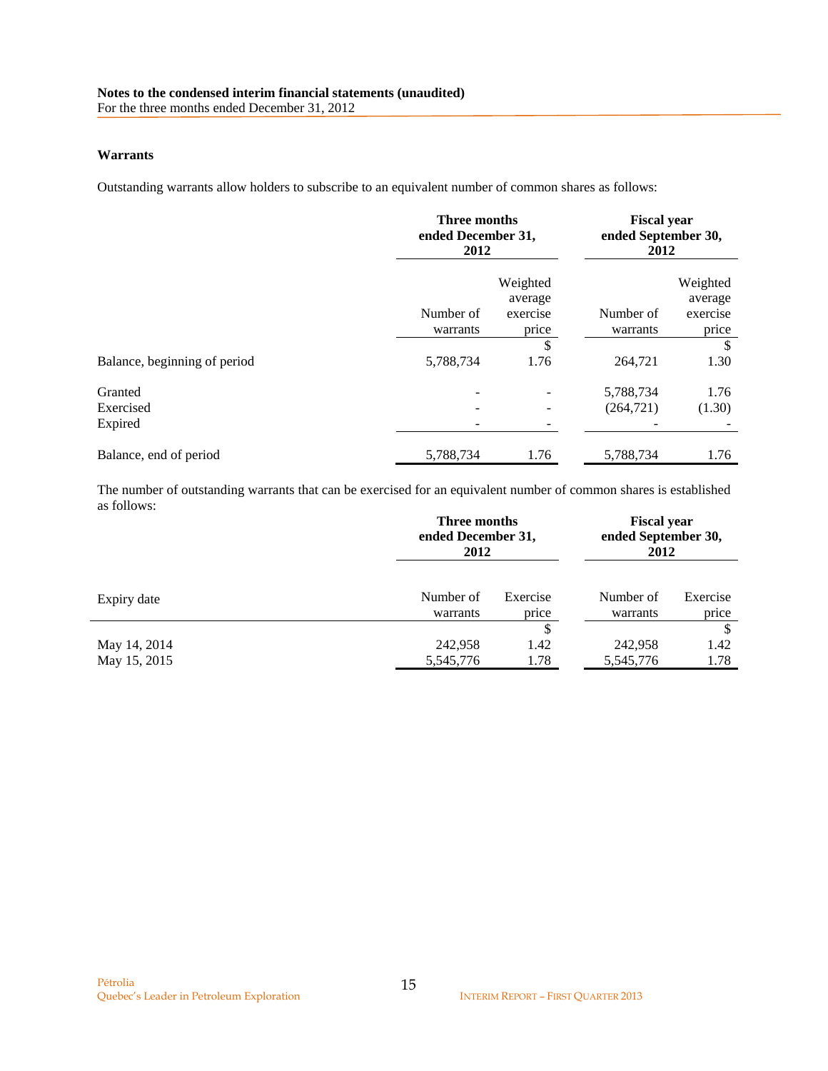**Notes to the condensed interim financial statements (unaudited)**
For the three months ended December 31, 2012

**Warrants**

Outstanding warrants allow holders to subscribe to an equivalent number of common shares as follows:

| | Three months ended December 31, 2012 | | Fiscal year ended September 30, 2012 | |
|---|---|---|---|---|
| | Number of warrants | Weighted average exercise price | Number of warrants | Weighted average exercise price |
| | | $ | | $ |
| Balance, beginning of period | 5,788,734 | 1.76 | 264,721 | 1.30 |
| Granted | - | - | 5,788,734 | 1.76 |
| Exercised | - | - | (264,721) | (1.30) |
| Expired | - | - | - | - |
| Balance, end of period | 5,788,734 | 1.76 | 5,788,734 | 1.76 |

The number of outstanding warrants that can be exercised for an equivalent number of common shares is established as follows:

| | Three months ended December 31, 2012 | | Fiscal year ended September 30, 2012 | |
|---|---|---|---|---|
| Expiry date | Number of warrants | Exercise price | Number of warrants | Exercise price |
| | | $ | | $ |
| May 14, 2014 | 242,958 | 1.42 | 242,958 | 1.42 |
| May 15, 2015 | 5,545,776 | 1.78 | 5,545,776 | 1.78 |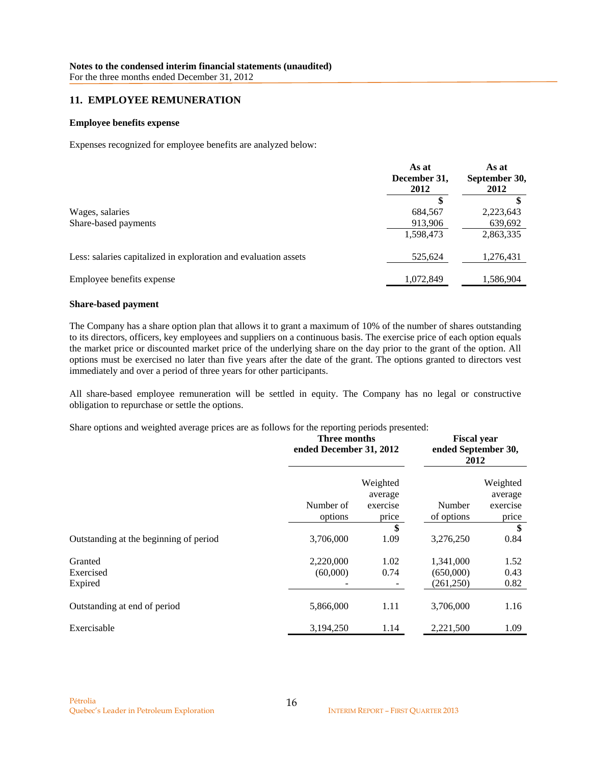Notes to the condensed interim financial statements (unaudited)
For the three months ended December 31, 2012

## 11. EMPLOYEE REMUNERATION

**Employee benefits expense**

Expenses recognized for employee benefits are analyzed below:

| | As at December 31, 2012 | As at September 30, 2012 |
|---|---|---|
| | $ | $ |
| Wages, salaries | 684,567 | 2,223,643 |
| Share-based payments | 913,906 | 639,692 |
| | 1,598,473 | 2,863,335 |
| Less: salaries capitalized in exploration and evaluation assets | 525,624 | 1,276,431 |
| Employee benefits expense | 1,072,849 | 1,586,904 |

**Share-based payment**

The Company has a share option plan that allows it to grant a maximum of 10% of the number of shares outstanding to its directors, officers, key employees and suppliers on a continuous basis. The exercise price of each option equals the market price or discounted market price of the underlying share on the day prior to the grant of the option. All options must be exercised no later than five years after the date of the grant. The options granted to directors vest immediately and over a period of three years for other participants.

All share-based employee remuneration will be settled in equity. The Company has no legal or constructive obligation to repurchase or settle the options.

Share options and weighted average prices are as follows for the reporting periods presented:

| | Three months ended December 31, 2012 | | Fiscal year ended September 30, 2012 | |
|---|---|---|---|---|
| | Number of options | Weighted average exercise price | Number of options | Weighted average exercise price |
| | | $ | | $ |
| Outstanding at the beginning of period | 3,706,000 | 1.09 | 3,276,250 | 0.84 |
| Granted | 2,220,000 | 1.02 | 1,341,000 | 1.52 |
| Exercised | (60,000) | 0.74 | (650,000) | 0.43 |
| Expired | - | - | (261,250) | 0.82 |
| Outstanding at end of period | 5,866,000 | 1.11 | 3,706,000 | 1.16 |
| Exercisable | 3,194,250 | 1.14 | 2,221,500 | 1.09 |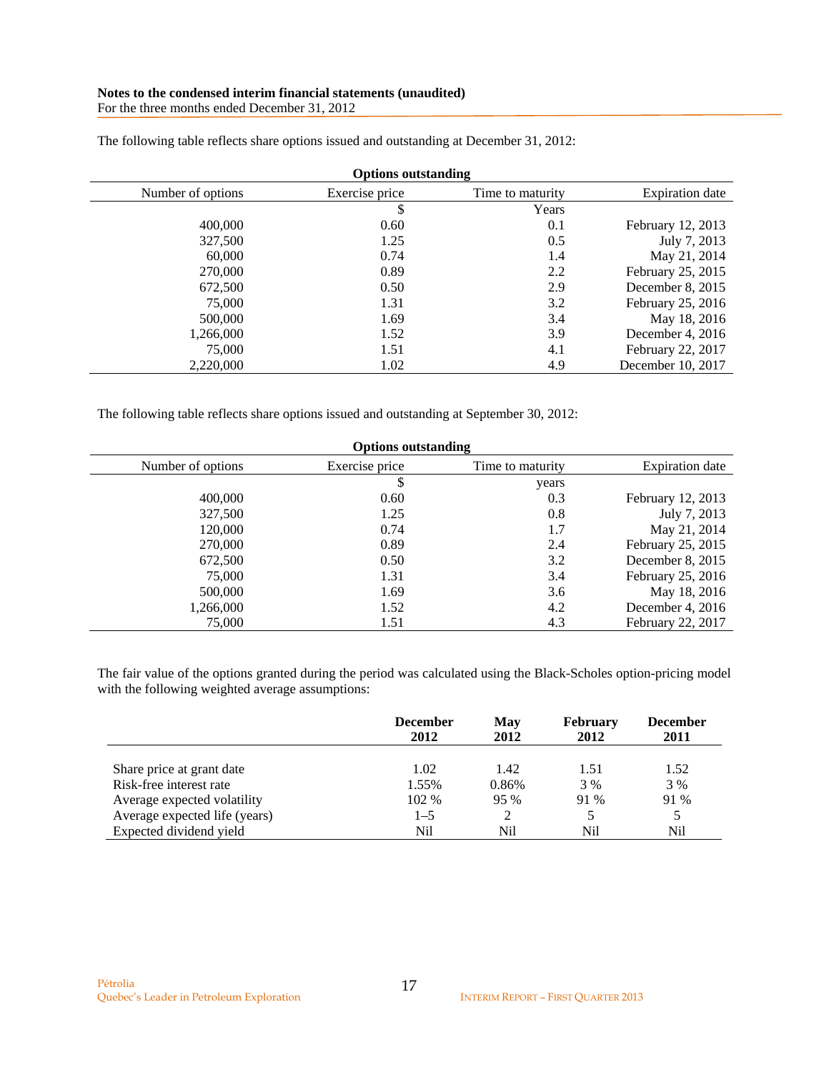**Notes to the condensed interim financial statements (unaudited)**
For the three months ended December 31, 2012

The following table reflects share options issued and outstanding at December 31, 2012:

| Options outstanding | | | |
|---|---|---|---|
| Number of options | Exercise price | Time to maturity | Expiration date |
| | $ | Years | |
| 400,000 | 0.60 | 0.1 | February 12, 2013 |
| 327,500 | 1.25 | 0.5 | July 7, 2013 |
| 60,000 | 0.74 | 1.4 | May 21, 2014 |
| 270,000 | 0.89 | 2.2 | February 25, 2015 |
| 672,500 | 0.50 | 2.9 | December 8, 2015 |
| 75,000 | 1.31 | 3.2 | February 25, 2016 |
| 500,000 | 1.69 | 3.4 | May 18, 2016 |
| 1,266,000 | 1.52 | 3.9 | December 4, 2016 |
| 75,000 | 1.51 | 4.1 | February 22, 2017 |
| 2,220,000 | 1.02 | 4.9 | December 10, 2017 |

The following table reflects share options issued and outstanding at September 30, 2012:

| Options outstanding | | | |
|---|---|---|---|
| Number of options | Exercise price | Time to maturity | Expiration date |
| | $ | years | |
| 400,000 | 0.60 | 0.3 | February 12, 2013 |
| 327,500 | 1.25 | 0.8 | July 7, 2013 |
| 120,000 | 0.74 | 1.7 | May 21, 2014 |
| 270,000 | 0.89 | 2.4 | February 25, 2015 |
| 672,500 | 0.50 | 3.2 | December 8, 2015 |
| 75,000 | 1.31 | 3.4 | February 25, 2016 |
| 500,000 | 1.69 | 3.6 | May 18, 2016 |
| 1,266,000 | 1.52 | 4.2 | December 4, 2016 |
| 75,000 | 1.51 | 4.3 | February 22, 2017 |

The fair value of the options granted during the period was calculated using the Black-Scholes option-pricing model with the following weighted average assumptions:

| | December 2012 | May 2012 | February 2012 | December 2011 |
|---|---|---|---|---|
| Share price at grant date | 1.02 | 1.42 | 1.51 | 1.52 |
| Risk-free interest rate | 1.55% | 0.86% | 3 % | 3 % |
| Average expected volatility | 102 % | 95 % | 91 % | 91 % |
| Average expected life (years) | 1–5 | 2 | 5 | 5 |
| Expected dividend yield | Nil | Nil | Nil | Nil |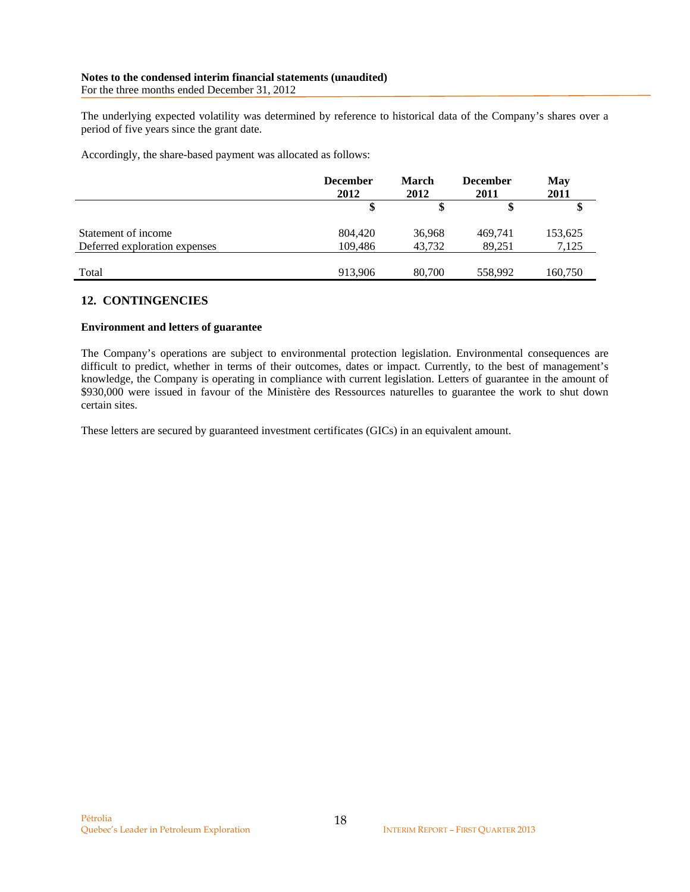**Notes to the condensed interim financial statements (unaudited)**
For the three months ended December 31, 2012

The underlying expected volatility was determined by reference to historical data of the Company's shares over a period of five years since the grant date.

Accordingly, the share-based payment was allocated as follows:

| | December 2012 | March 2012 | December 2011 | May 2011 |
|---|---|---|---|---|
| | $ | $ | $ | $ |
| Statement of income | 804,420 | 36,968 | 469,741 | 153,625 |
| Deferred exploration expenses | 109,486 | 43,732 | 89,251 | 7,125 |
| Total | 913,906 | 80,700 | 558,992 | 160,750 |

## 12. CONTINGENCIES

**Environment and letters of guarantee**

The Company's operations are subject to environmental protection legislation. Environmental consequences are difficult to predict, whether in terms of their outcomes, dates or impact. Currently, to the best of management's knowledge, the Company is operating in compliance with current legislation. Letters of guarantee in the amount of $930,000 were issued in favour of the Ministère des Ressources naturelles to guarantee the work to shut down certain sites.

These letters are secured by guaranteed investment certificates (GICs) in an equivalent amount.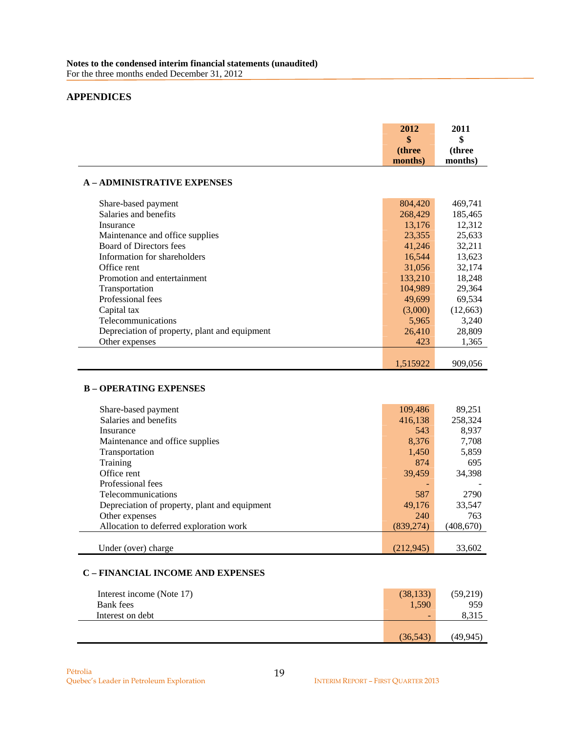**Notes to the condensed interim financial statements (unaudited)**
For the three months ended December 31, 2012

## APPENDICES

| | 2012 $ (three months) | 2011 $ (three months) |
|---|---|---|
| **A – ADMINISTRATIVE EXPENSES** | | |
| Share-based payment | 804,420 | 469,741 |
| Salaries and benefits | 268,429 | 185,465 |
| Insurance | 13,176 | 12,312 |
| Maintenance and office supplies | 23,355 | 25,633 |
| Board of Directors fees | 41,246 | 32,211 |
| Information for shareholders | 16,544 | 13,623 |
| Office rent | 31,056 | 32,174 |
| Promotion and entertainment | 133,210 | 18,248 |
| Transportation | 104,989 | 29,364 |
| Professional fees | 49,699 | 69,534 |
| Capital tax | (3,000) | (12,663) |
| Telecommunications | 5,965 | 3,240 |
| Depreciation of property, plant and equipment | 26,410 | 28,809 |
| Other expenses | 423 | 1,365 |
| | 1,515922 | 909,056 |
| **B – OPERATING EXPENSES** | | |
| Share-based payment | 109,486 | 89,251 |
| Salaries and benefits | 416,138 | 258,324 |
| Insurance | 543 | 8,937 |
| Maintenance and office supplies | 8,376 | 7,708 |
| Transportation | 1,450 | 5,859 |
| Training | 874 | 695 |
| Office rent | 39,459 | 34,398 |
| Professional fees | - | - |
| Telecommunications | 587 | 2790 |
| Depreciation of property, plant and equipment | 49,176 | 33,547 |
| Other expenses | 240 | 763 |
| Allocation to deferred exploration work | (839,274) | (408,670) |
| Under (over) charge | (212,945) | 33,602 |
| **C – FINANCIAL INCOME AND EXPENSES** | | |
| Interest income (Note 17) | (38,133) | (59,219) |
| Bank fees | 1,590 | 959 |
| Interest on debt | - | 8,315 |
| | (36,543) | (49,945) |